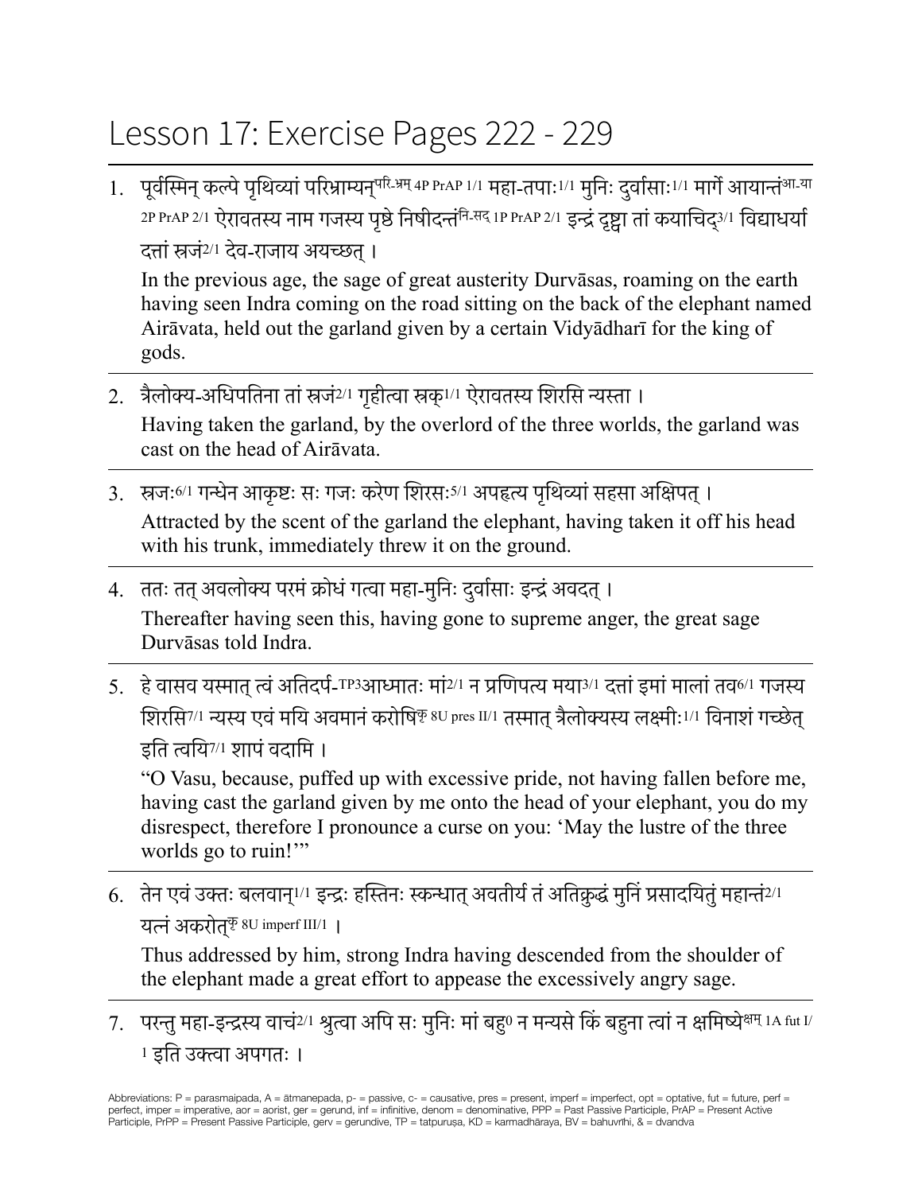# Lesson 17: Exercise Pages 222 - 229

1. पूर्वस्मिन् कल्पे पृथिव्यां परिभ्राम्यन्[परि-भ्रम् 4P PrAP 1/1] महा-तपाः[1/1] मुनिः दुर्वासाः[1/1] मार्गे आयान्तं[आ-या 2P PrAP 2/1] ऐरावतस्य नाम गजस्य पृष्ठे निषीदन्तं[नि-सद् 1P PrAP 2/1] इन्द्रं दृष्ट्वा तां कयाचिद्[3/1] विद्याधर्या दत्तां स्रजं[2/1] देव-राजाय अयच्छत् ।

   In the previous age, the sage of great austerity Durvāsas, roaming on the earth having seen Indra coming on the road sitting on the back of the elephant named Airāvata, held out the garland given by a certain Vidyādharī for the king of gods.

2. त्रैलोक्य-अधिपतिना तां स्रजं[2/1] गृहीत्वा स्रक्[1/1] ऐरावतस्य शिरसि न्यस्ता ।

   Having taken the garland, by the overlord of the three worlds, the garland was cast on the head of Airāvata.

3. स्रजः[6/1] गन्धेन आकृष्टः सः गजः करेण शिरसः[5/1] अपहृत्य पृथिव्यां सहसा अक्षिपत् ।

   Attracted by the scent of the garland the elephant, having taken it off his head with his trunk, immediately threw it on the ground.

4. ततः तत् अवलोक्य परमं क्रोधं गत्वा महा-मुनिः दुर्वासाः इन्द्रं अवदत् ।

   Thereafter having seen this, having gone to supreme anger, the great sage Durvāsas told Indra.

5. हे वासव यस्मात् त्वं अतिदर्प-[TP3]आध्मातः मां[2/1] न प्रणिपत्य मया[3/1] दत्तां इमां मालां तव[6/1] गजस्य शिरसि[7/1] न्यस्य एवं मयि अवमानं करोषि[कृ 8U pres II/1] तस्मात् त्रैलोक्यस्य लक्ष्मीः[1/1] विनाशं गच्छेत् इति त्वयि[7/1] शापं वदामि ।

   "O Vasu, because, puffed up with excessive pride, not having fallen before me, having cast the garland given by me onto the head of your elephant, you do my disrespect, therefore I pronounce a curse on you: 'May the lustre of the three worlds go to ruin!'"

6. तेन एवं उक्तः बलवान्[1/1] इन्द्रः हस्तिनः स्कन्धात् अवतीर्य तं अतिक्रुद्धं मुनिं प्रसादयितुं महान्तं[2/1] यत्नं अकरोत्[कृ 8U imperf III/1] ।

   Thus addressed by him, strong Indra having descended from the shoulder of the elephant made a great effort to appease the excessively angry sage.

7. परन्तु महा-इन्द्रस्य वाचं[2/1] श्रुत्वा अपि सः मुनिः मां बहु[0] न मन्यसे किं बहुना त्वां न क्षमिष्ये[क्षम् 1A fut I/1] इति उक्त्वा अपगतः ।

Abbreviations: P = parasmaipada, A = ātmanepada, p- = passive, c- = causative, pres = present, imperf = imperfect, opt = optative, fut = future, perf = perfect, imper = imperative, aor = aorist, ger = gerund, inf = infinitive, denom = denominative, PPP = Past Passive Participle, PrAP = Present Active Participle, PrPP = Present Passive Participle, gerv = gerundive, TP = tatpuruṣa, KD = karmadhāraya, BV = bahuvrīhi, & = dvandva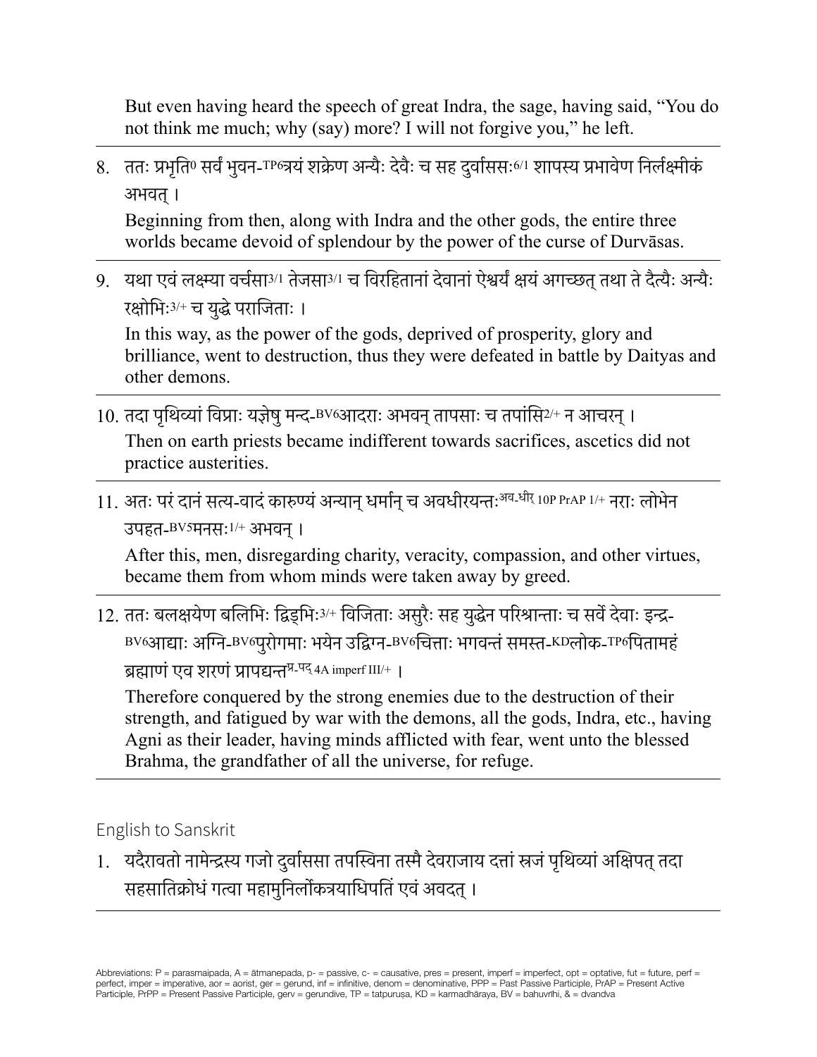But even having heard the speech of great Indra, the sage, having said, "You do not think me much; why (say) more? I will not forgive you," he left.

---

8. ततः प्रभृति[0] सर्वं भुवन-[TP6]त्रयं शक्रेण अन्यैः देवैः च सह दुर्वाससः[6/1] शापस्य प्रभावेण निर्लक्ष्मीकं अभवत् ।

   Beginning from then, along with Indra and the other gods, the entire three worlds became devoid of splendour by the power of the curse of Durvāsas.

---

9. यथा एवं लक्ष्म्या वर्चसा[3/1] तेजसा[3/1] च विरहितानां देवानां ऐश्वर्यं क्षयं अगच्छत् तथा ते दैत्यैः अन्यैः रक्षोभिः[3/+] च युद्धे पराजिताः ।

   In this way, as the power of the gods, deprived of prosperity, glory and brilliance, went to destruction, thus they were defeated in battle by Daityas and other demons.

---

10. तदा पृथिव्यां विप्राः यज्ञेषु मन्द-[BV6]आदराः अभवन् तापसाः च तपांसि[2/+] न आचरन् ।

    Then on earth priests became indifferent towards sacrifices, ascetics did not practice austerities.

---

11. अतः परं दानं सत्य-वादं कारुण्यं अन्यान् धर्मान् च अवधीरयन्तः[अव-धीर् 10P PrAP 1/+] नराः लोभेन उपहत-[BV5]मनसः[1/+] अभवन् ।

    After this, men, disregarding charity, veracity, compassion, and other virtues, became them from whom minds were taken away by greed.

---

12. ततः बलक्षयेण बलिभिः द्विड्भिः[3/+] विजिताः असुरैः सह युद्धेन परिश्रान्ताः च सर्वे देवाः इन्द्र-[BV6]आद्याः अग्नि-[BV6]पुरोगमाः भयेन उद्विग्न-[BV6]चित्ताः भगवन्तं समस्त-[KD]लोक-[TP6]पितामहं ब्रह्माणं एव शरणं प्रापद्यन्त[प्र-पद् 4A imperf III/+] ।

    Therefore conquered by the strong enemies due to the destruction of their strength, and fatigued by war with the demons, all the gods, Indra, etc., having Agni as their leader, having minds afflicted with fear, went unto the blessed Brahma, the grandfather of all the universe, for refuge.

---

## English to Sanskrit

1. यदैरावतो नामेन्द्रस्य गजो दुर्वाससा तपस्विना तस्मै देवराजाय दत्तां स्रजं पृथिव्यां अक्षिपत् तदा सहसातिक्रोधं गत्वा महामुनिर्लोकत्रयाधिपतिं एवं अवदत् ।

---

Abbreviations: P = parasmaipada, A = ātmanepada, p- = passive, c- = causative, pres = present, imperf = imperfect, opt = optative, fut = future, perf = perfect, imper = imperative, aor = aorist, ger = gerund, inf = infinitive, denom = denominative, PPP = Past Passive Participle, PrAP = Present Active Participle, PrPP = Present Passive Participle, gerv = gerundive, TP = tatpuruṣa, KD = karmadhāraya, BV = bahuvrīhi, & = dvandva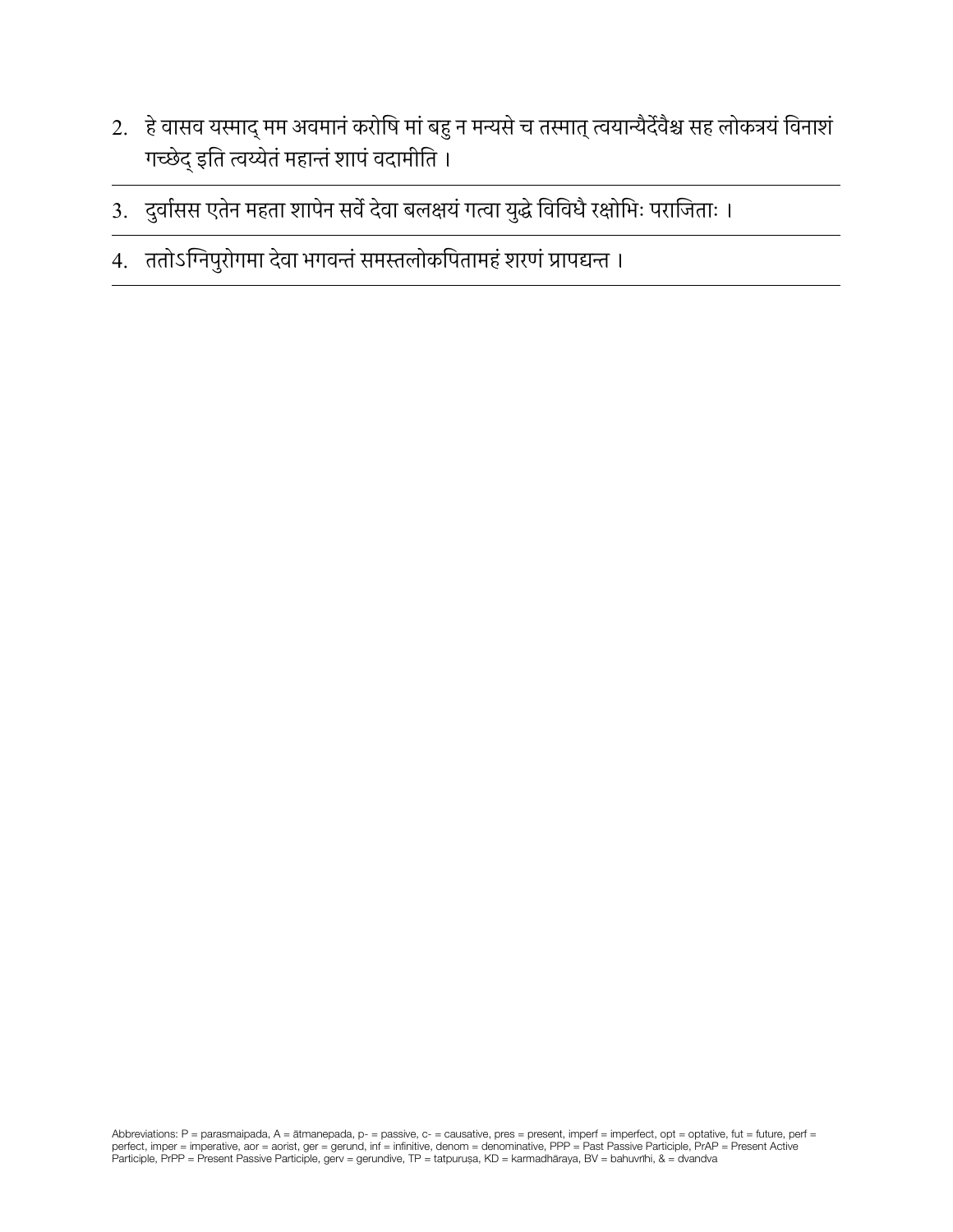2. हे वासव यस्माद् मम अवमानं करोषि मां बहु न मन्यसे च तस्मात् त्वयान्यैर्देवैश्च सह लोकत्रयं विनाशं गच्छेद् इति त्वय्येतं महान्तं शापं वदामीति ।

---

3. दुर्वासस एतेन महता शापेन सर्वे देवा बलक्षयं गत्वा युद्धे विविधै रक्षोभिः पराजिताः ।

---

4. ततोऽग्निपुरोगमा देवा भगवन्तं समस्तलोकपितामहं शरणं प्रापद्यन्त ।

---

Abbreviations: P = parasmaipada, A = ātmanepada, p- = passive, c- = causative, pres = present, imperf = imperfect, opt = optative, fut = future, perf = perfect, imper = imperative, aor = aorist, ger = gerund, inf = infinitive, denom = denominative, PPP = Past Passive Participle, PrAP = Present Active Participle, PrPP = Present Passive Participle, gerv = gerundive, TP = tatpuruṣa, KD = karmadhāraya, BV = bahuvrīhi, & = dvandva